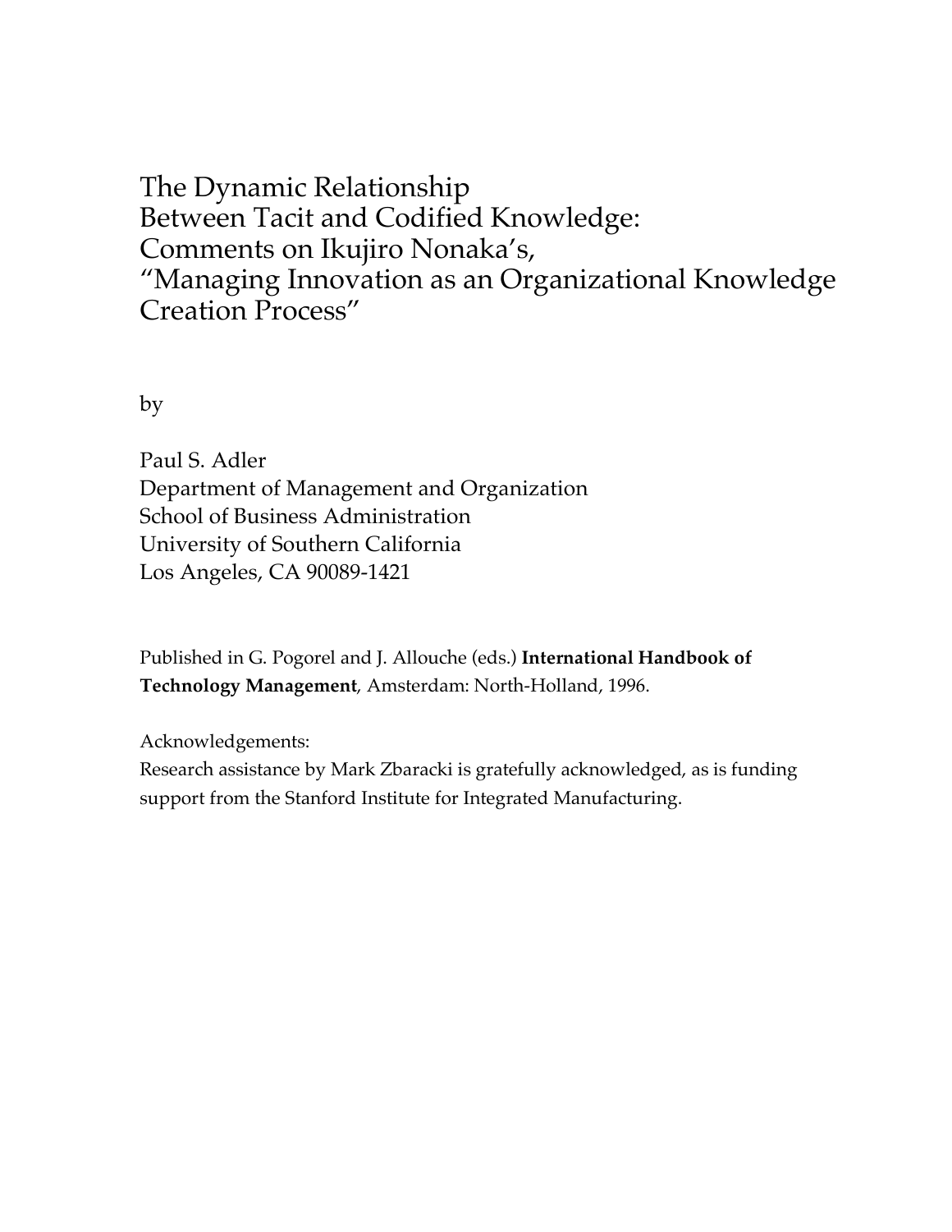# The Dynamic Relationship Between Tacit and Codified Knowledge: Comments on Ikujiro Nonaka's, "Managing Innovation as an Organizational Knowledge Creation Process"

by

Paul S. Adler
Department of Management and Organization
School of Business Administration
University of Southern California
Los Angeles, CA 90089-1421

Published in G. Pogorel and J. Allouche (eds.) **International Handbook of Technology Management**, Amsterdam: North-Holland, 1996.

Acknowledgements:
Research assistance by Mark Zbaracki is gratefully acknowledged, as is funding support from the Stanford Institute for Integrated Manufacturing.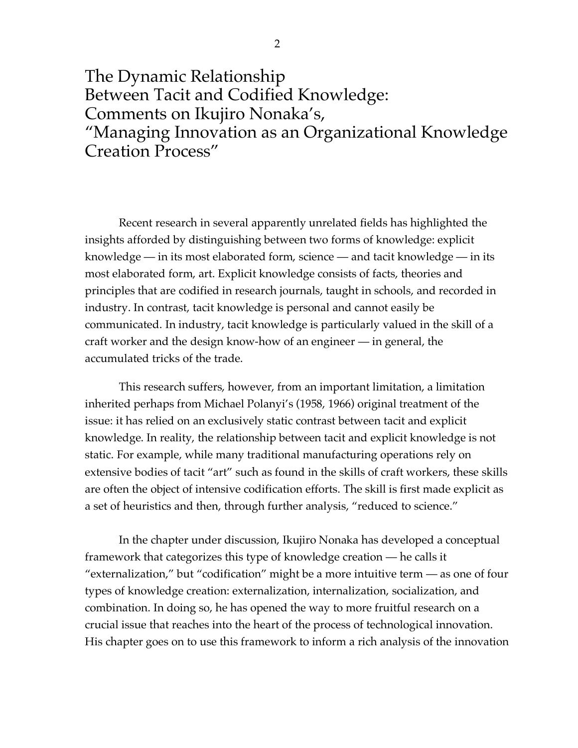# The Dynamic Relationship Between Tacit and Codified Knowledge: Comments on Ikujiro Nonaka's, "Managing Innovation as an Organizational Knowledge Creation Process"

Recent research in several apparently unrelated fields has highlighted the insights afforded by distinguishing between two forms of knowledge: explicit knowledge — in its most elaborated form, science — and tacit knowledge — in its most elaborated form, art. Explicit knowledge consists of facts, theories and principles that are codified in research journals, taught in schools, and recorded in industry. In contrast, tacit knowledge is personal and cannot easily be communicated. In industry, tacit knowledge is particularly valued in the skill of a craft worker and the design know-how of an engineer — in general, the accumulated tricks of the trade.

This research suffers, however, from an important limitation, a limitation inherited perhaps from Michael Polanyi's (1958, 1966) original treatment of the issue: it has relied on an exclusively static contrast between tacit and explicit knowledge. In reality, the relationship between tacit and explicit knowledge is not static. For example, while many traditional manufacturing operations rely on extensive bodies of tacit "art" such as found in the skills of craft workers, these skills are often the object of intensive codification efforts. The skill is first made explicit as a set of heuristics and then, through further analysis, "reduced to science."

In the chapter under discussion, Ikujiro Nonaka has developed a conceptual framework that categorizes this type of knowledge creation — he calls it "externalization," but "codification" might be a more intuitive term — as one of four types of knowledge creation: externalization, internalization, socialization, and combination. In doing so, he has opened the way to more fruitful research on a crucial issue that reaches into the heart of the process of technological innovation. His chapter goes on to use this framework to inform a rich analysis of the innovation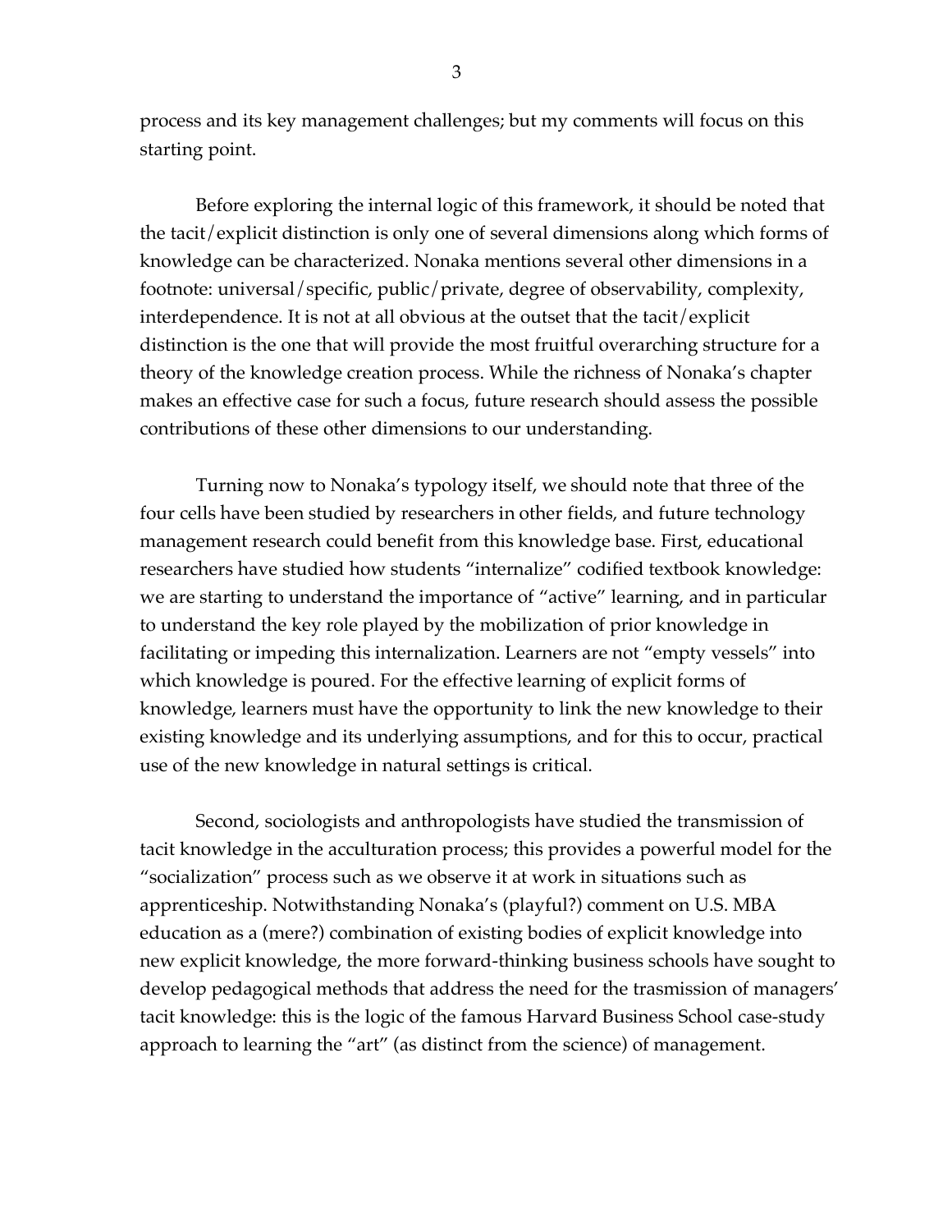process and its key management challenges; but my comments will focus on this starting point.

Before exploring the internal logic of this framework, it should be noted that the tacit/explicit distinction is only one of several dimensions along which forms of knowledge can be characterized. Nonaka mentions several other dimensions in a footnote: universal/specific, public/private, degree of observability, complexity, interdependence. It is not at all obvious at the outset that the tacit/explicit distinction is the one that will provide the most fruitful overarching structure for a theory of the knowledge creation process. While the richness of Nonaka's chapter makes an effective case for such a focus, future research should assess the possible contributions of these other dimensions to our understanding.

Turning now to Nonaka's typology itself, we should note that three of the four cells have been studied by researchers in other fields, and future technology management research could benefit from this knowledge base. First, educational researchers have studied how students "internalize" codified textbook knowledge: we are starting to understand the importance of "active" learning, and in particular to understand the key role played by the mobilization of prior knowledge in facilitating or impeding this internalization. Learners are not "empty vessels" into which knowledge is poured. For the effective learning of explicit forms of knowledge, learners must have the opportunity to link the new knowledge to their existing knowledge and its underlying assumptions, and for this to occur, practical use of the new knowledge in natural settings is critical.

Second, sociologists and anthropologists have studied the transmission of tacit knowledge in the acculturation process; this provides a powerful model for the "socialization" process such as we observe it at work in situations such as apprenticeship. Notwithstanding Nonaka's (playful?) comment on U.S. MBA education as a (mere?) combination of existing bodies of explicit knowledge into new explicit knowledge, the more forward-thinking business schools have sought to develop pedagogical methods that address the need for the trasmission of managers' tacit knowledge: this is the logic of the famous Harvard Business School case-study approach to learning the "art" (as distinct from the science) of management.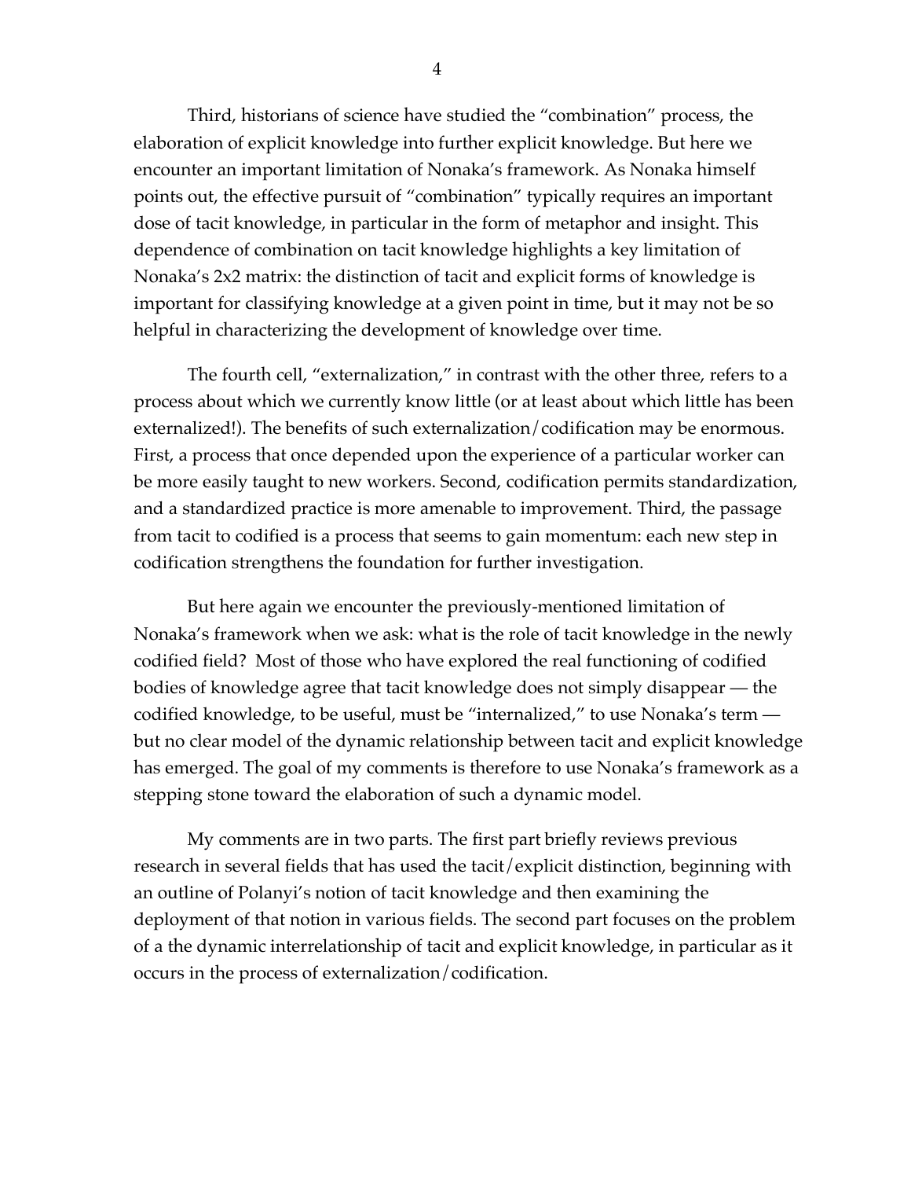Third, historians of science have studied the “combination” process, the elaboration of explicit knowledge into further explicit knowledge. But here we encounter an important limitation of Nonaka’s framework. As Nonaka himself points out, the effective pursuit of “combination” typically requires an important dose of tacit knowledge, in particular in the form of metaphor and insight. This dependence of combination on tacit knowledge highlights a key limitation of Nonaka’s 2x2 matrix: the distinction of tacit and explicit forms of knowledge is important for classifying knowledge at a given point in time, but it may not be so helpful in characterizing the development of knowledge over time.

The fourth cell, “externalization,” in contrast with the other three, refers to a process about which we currently know little (or at least about which little has been externalized!). The benefits of such externalization/codification may be enormous. First, a process that once depended upon the experience of a particular worker can be more easily taught to new workers. Second, codification permits standardization, and a standardized practice is more amenable to improvement. Third, the passage from tacit to codified is a process that seems to gain momentum: each new step in codification strengthens the foundation for further investigation.

But here again we encounter the previously-mentioned limitation of Nonaka’s framework when we ask: what is the role of tacit knowledge in the newly codified field? Most of those who have explored the real functioning of codified bodies of knowledge agree that tacit knowledge does not simply disappear — the codified knowledge, to be useful, must be “internalized,” to use Nonaka’s term — but no clear model of the dynamic relationship between tacit and explicit knowledge has emerged. The goal of my comments is therefore to use Nonaka’s framework as a stepping stone toward the elaboration of such a dynamic model.

My comments are in two parts. The first part briefly reviews previous research in several fields that has used the tacit/explicit distinction, beginning with an outline of Polanyi’s notion of tacit knowledge and then examining the deployment of that notion in various fields. The second part focuses on the problem of a the dynamic interrelationship of tacit and explicit knowledge, in particular as it occurs in the process of externalization/codification.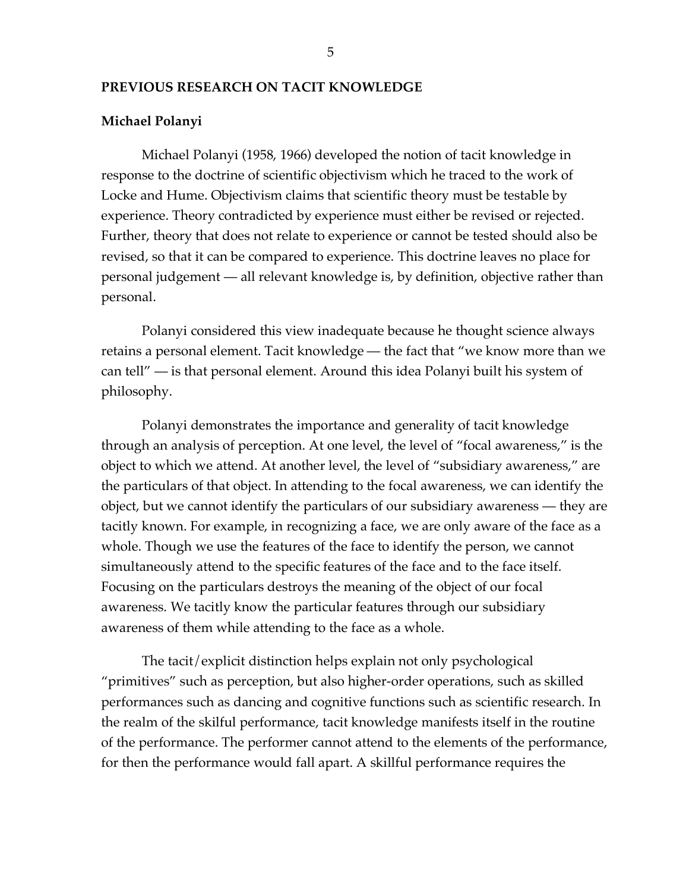## PREVIOUS RESEARCH ON TACIT KNOWLEDGE

### Michael Polanyi

Michael Polanyi (1958, 1966) developed the notion of tacit knowledge in response to the doctrine of scientific objectivism which he traced to the work of Locke and Hume. Objectivism claims that scientific theory must be testable by experience. Theory contradicted by experience must either be revised or rejected. Further, theory that does not relate to experience or cannot be tested should also be revised, so that it can be compared to experience. This doctrine leaves no place for personal judgement — all relevant knowledge is, by definition, objective rather than personal.

Polanyi considered this view inadequate because he thought science always retains a personal element. Tacit knowledge — the fact that "we know more than we can tell" — is that personal element. Around this idea Polanyi built his system of philosophy.

Polanyi demonstrates the importance and generality of tacit knowledge through an analysis of perception. At one level, the level of "focal awareness," is the object to which we attend. At another level, the level of "subsidiary awareness," are the particulars of that object. In attending to the focal awareness, we can identify the object, but we cannot identify the particulars of our subsidiary awareness — they are tacitly known. For example, in recognizing a face, we are only aware of the face as a whole. Though we use the features of the face to identify the person, we cannot simultaneously attend to the specific features of the face and to the face itself. Focusing on the particulars destroys the meaning of the object of our focal awareness. We tacitly know the particular features through our subsidiary awareness of them while attending to the face as a whole.

The tacit/explicit distinction helps explain not only psychological "primitives" such as perception, but also higher-order operations, such as skilled performances such as dancing and cognitive functions such as scientific research. In the realm of the skilful performance, tacit knowledge manifests itself in the routine of the performance. The performer cannot attend to the elements of the performance, for then the performance would fall apart. A skillful performance requires the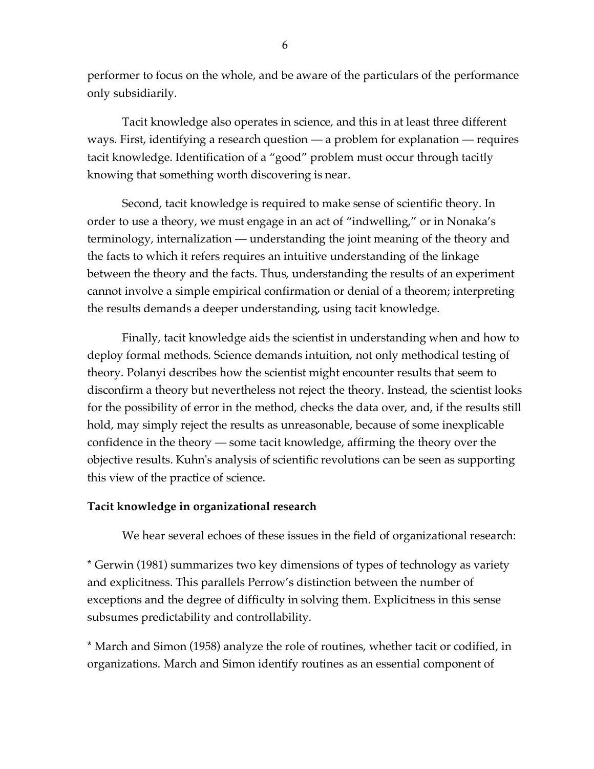performer to focus on the whole, and be aware of the particulars of the performance only subsidiarily.

Tacit knowledge also operates in science, and this in at least three different ways. First, identifying a research question — a problem for explanation — requires tacit knowledge. Identification of a "good" problem must occur through tacitly knowing that something worth discovering is near.

Second, tacit knowledge is required to make sense of scientific theory. In order to use a theory, we must engage in an act of "indwelling," or in Nonaka's terminology, internalization — understanding the joint meaning of the theory and the facts to which it refers requires an intuitive understanding of the linkage between the theory and the facts. Thus, understanding the results of an experiment cannot involve a simple empirical confirmation or denial of a theorem; interpreting the results demands a deeper understanding, using tacit knowledge.

Finally, tacit knowledge aids the scientist in understanding when and how to deploy formal methods. Science demands intuition, not only methodical testing of theory. Polanyi describes how the scientist might encounter results that seem to disconfirm a theory but nevertheless not reject the theory. Instead, the scientist looks for the possibility of error in the method, checks the data over, and, if the results still hold, may simply reject the results as unreasonable, because of some inexplicable confidence in the theory — some tacit knowledge, affirming the theory over the objective results. Kuhn's analysis of scientific revolutions can be seen as supporting this view of the practice of science.

**Tacit knowledge in organizational research**

We hear several echoes of these issues in the field of organizational research:

* Gerwin (1981) summarizes two key dimensions of types of technology as variety and explicitness. This parallels Perrow's distinction between the number of exceptions and the degree of difficulty in solving them. Explicitness in this sense subsumes predictability and controllability.

* March and Simon (1958) analyze the role of routines, whether tacit or codified, in organizations. March and Simon identify routines as an essential component of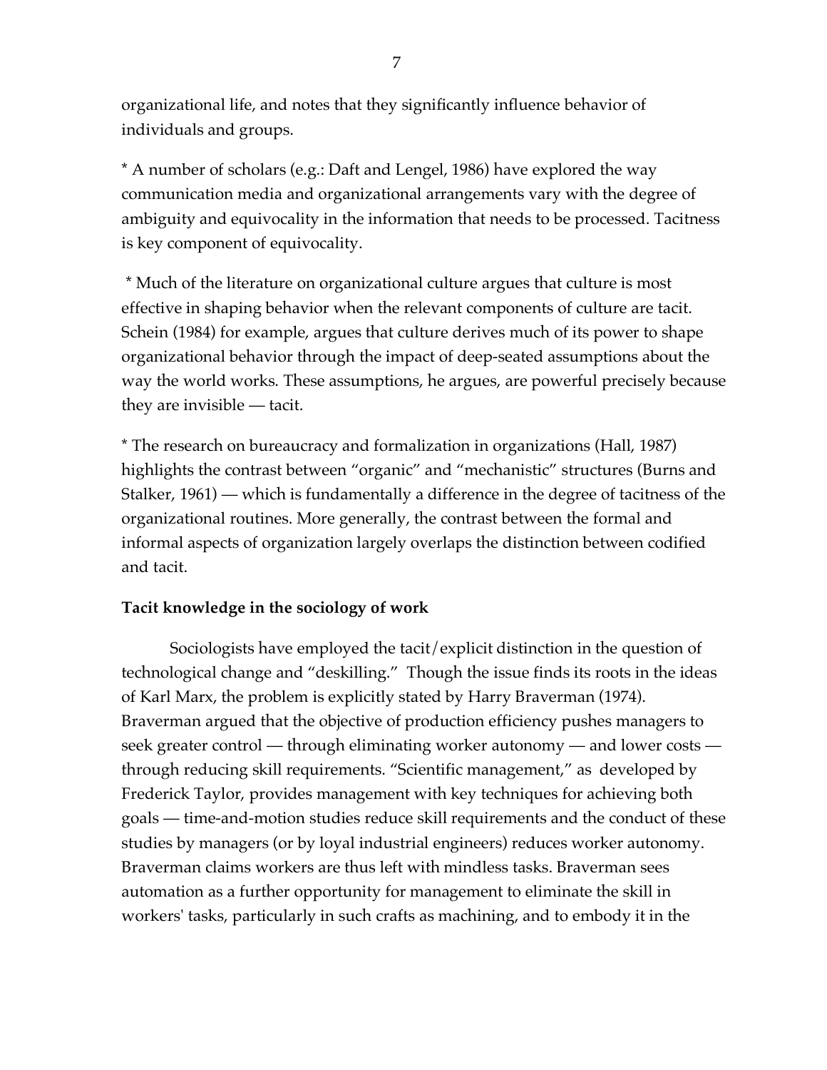organizational life, and notes that they significantly influence behavior of individuals and groups.

* A number of scholars (e.g.: Daft and Lengel, 1986) have explored the way communication media and organizational arrangements vary with the degree of ambiguity and equivocality in the information that needs to be processed. Tacitness is key component of equivocality.

* Much of the literature on organizational culture argues that culture is most effective in shaping behavior when the relevant components of culture are tacit. Schein (1984) for example, argues that culture derives much of its power to shape organizational behavior through the impact of deep-seated assumptions about the way the world works. These assumptions, he argues, are powerful precisely because they are invisible — tacit.

* The research on bureaucracy and formalization in organizations (Hall, 1987) highlights the contrast between "organic" and "mechanistic" structures (Burns and Stalker, 1961) — which is fundamentally a difference in the degree of tacitness of the organizational routines. More generally, the contrast between the formal and informal aspects of organization largely overlaps the distinction between codified and tacit.

**Tacit knowledge in the sociology of work**

Sociologists have employed the tacit/explicit distinction in the question of technological change and "deskilling." Though the issue finds its roots in the ideas of Karl Marx, the problem is explicitly stated by Harry Braverman (1974). Braverman argued that the objective of production efficiency pushes managers to seek greater control — through eliminating worker autonomy — and lower costs — through reducing skill requirements. "Scientific management," as developed by Frederick Taylor, provides management with key techniques for achieving both goals — time-and-motion studies reduce skill requirements and the conduct of these studies by managers (or by loyal industrial engineers) reduces worker autonomy. Braverman claims workers are thus left with mindless tasks. Braverman sees automation as a further opportunity for management to eliminate the skill in workers' tasks, particularly in such crafts as machining, and to embody it in the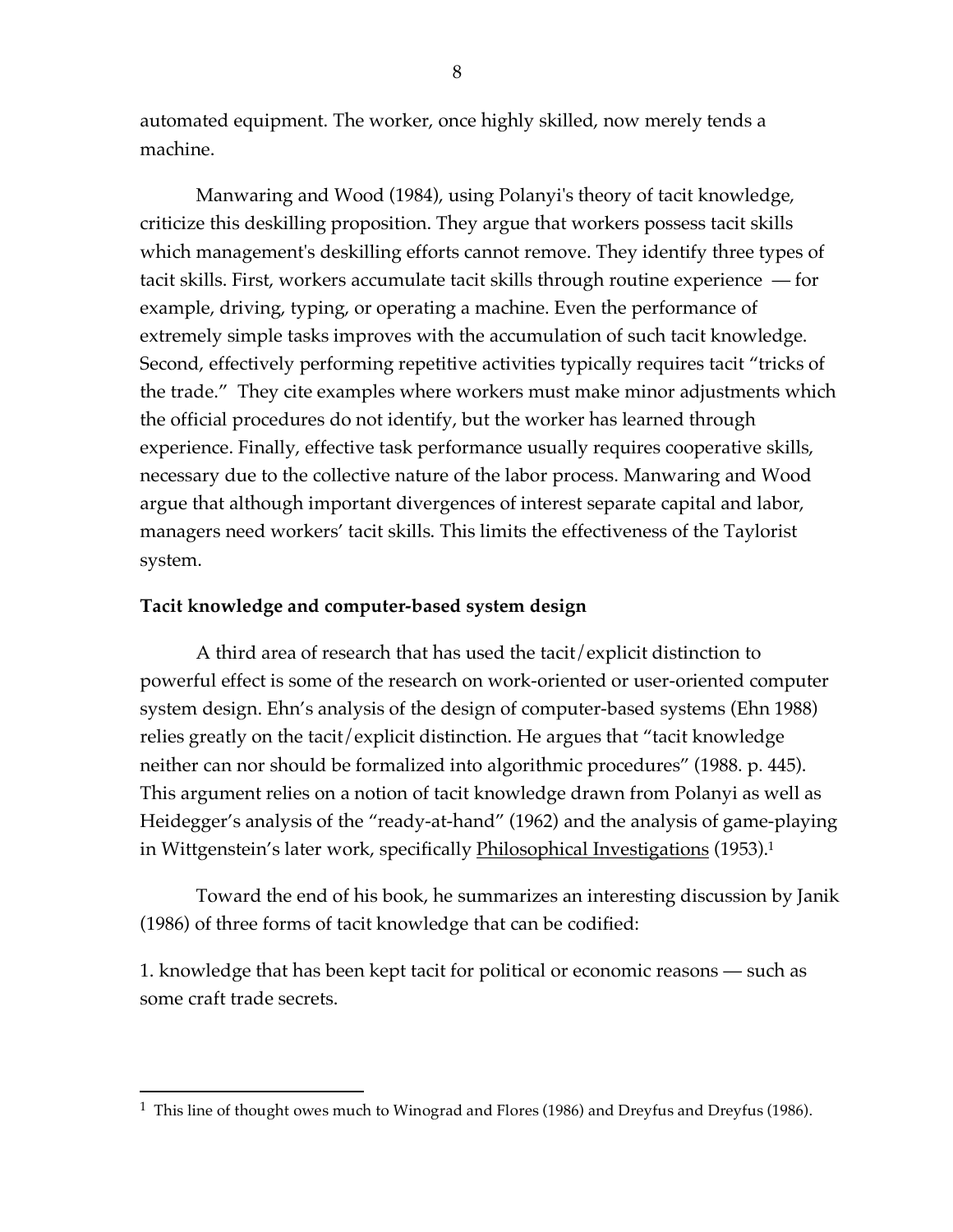automated equipment. The worker, once highly skilled, now merely tends a machine.

Manwaring and Wood (1984), using Polanyi's theory of tacit knowledge, criticize this deskilling proposition. They argue that workers possess tacit skills which management's deskilling efforts cannot remove. They identify three types of tacit skills. First, workers accumulate tacit skills through routine experience — for example, driving, typing, or operating a machine. Even the performance of extremely simple tasks improves with the accumulation of such tacit knowledge. Second, effectively performing repetitive activities typically requires tacit "tricks of the trade." They cite examples where workers must make minor adjustments which the official procedures do not identify, but the worker has learned through experience. Finally, effective task performance usually requires cooperative skills, necessary due to the collective nature of the labor process. Manwaring and Wood argue that although important divergences of interest separate capital and labor, managers need workers' tacit skills. This limits the effectiveness of the Taylorist system.

**Tacit knowledge and computer-based system design**

A third area of research that has used the tacit/explicit distinction to powerful effect is some of the research on work-oriented or user-oriented computer system design. Ehn's analysis of the design of computer-based systems (Ehn 1988) relies greatly on the tacit/explicit distinction. He argues that "tacit knowledge neither can nor should be formalized into algorithmic procedures" (1988. p. 445). This argument relies on a notion of tacit knowledge drawn from Polanyi as well as Heidegger's analysis of the "ready-at-hand" (1962) and the analysis of game-playing in Wittgenstein's later work, specifically Philosophical Investigations (1953).[1]

Toward the end of his book, he summarizes an interesting discussion by Janik (1986) of three forms of tacit knowledge that can be codified:

1. knowledge that has been kept tacit for political or economic reasons — such as some craft trade secrets.

[1] This line of thought owes much to Winograd and Flores (1986) and Dreyfus and Dreyfus (1986).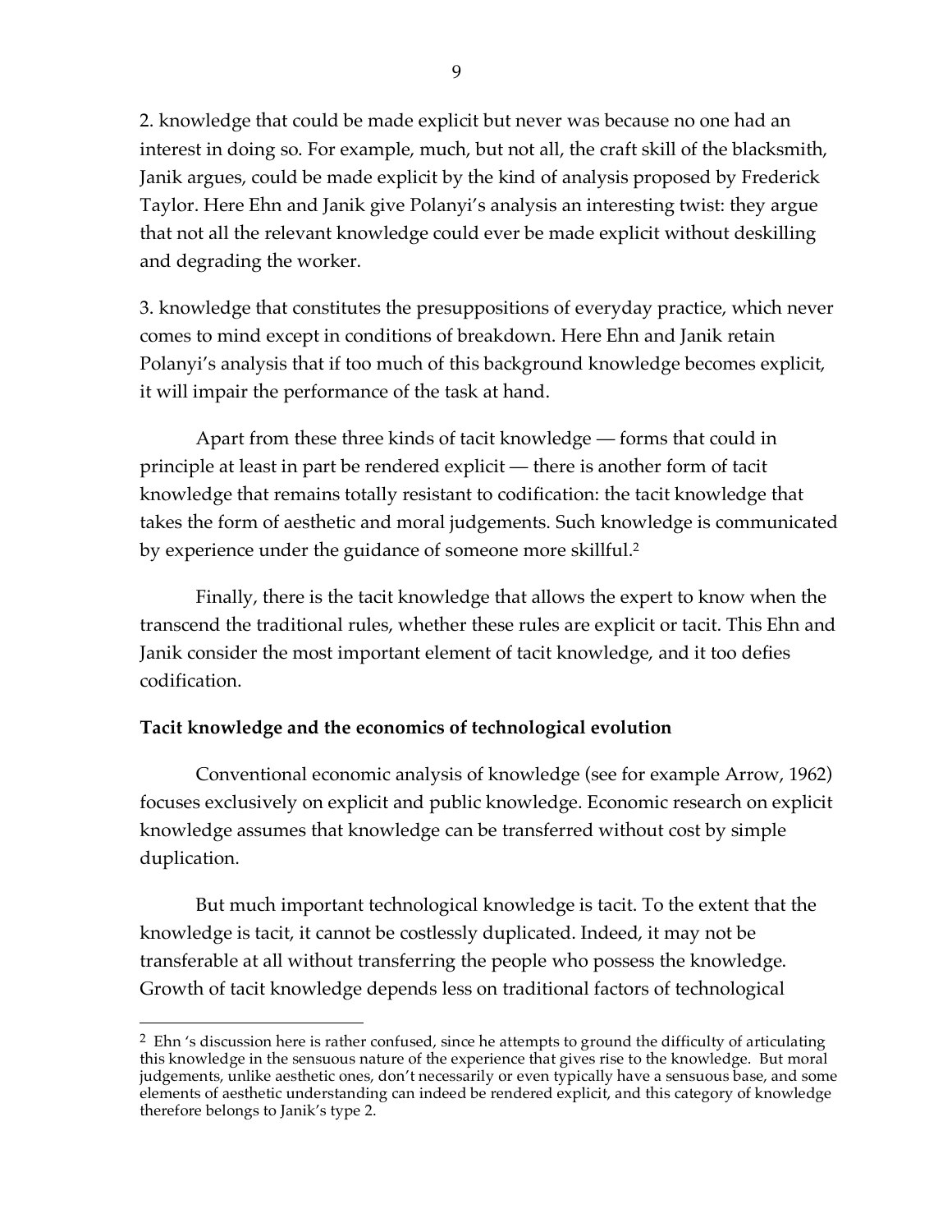2. knowledge that could be made explicit but never was because no one had an interest in doing so. For example, much, but not all, the craft skill of the blacksmith, Janik argues, could be made explicit by the kind of analysis proposed by Frederick Taylor. Here Ehn and Janik give Polanyi's analysis an interesting twist: they argue that not all the relevant knowledge could ever be made explicit without deskilling and degrading the worker.

3. knowledge that constitutes the presuppositions of everyday practice, which never comes to mind except in conditions of breakdown. Here Ehn and Janik retain Polanyi's analysis that if too much of this background knowledge becomes explicit, it will impair the performance of the task at hand.

Apart from these three kinds of tacit knowledge — forms that could in principle at least in part be rendered explicit — there is another form of tacit knowledge that remains totally resistant to codification: the tacit knowledge that takes the form of aesthetic and moral judgements. Such knowledge is communicated by experience under the guidance of someone more skillful.[2]

Finally, there is the tacit knowledge that allows the expert to know when the transcend the traditional rules, whether these rules are explicit or tacit. This Ehn and Janik consider the most important element of tacit knowledge, and it too defies codification.

**Tacit knowledge and the economics of technological evolution**

Conventional economic analysis of knowledge (see for example Arrow, 1962) focuses exclusively on explicit and public knowledge. Economic research on explicit knowledge assumes that knowledge can be transferred without cost by simple duplication.

But much important technological knowledge is tacit. To the extent that the knowledge is tacit, it cannot be costlessly duplicated. Indeed, it may not be transferable at all without transferring the people who possess the knowledge. Growth of tacit knowledge depends less on traditional factors of technological

---

[2] Ehn 's discussion here is rather confused, since he attempts to ground the difficulty of articulating this knowledge in the sensuous nature of the experience that gives rise to the knowledge. But moral judgements, unlike aesthetic ones, don't necessarily or even typically have a sensuous base, and some elements of aesthetic understanding can indeed be rendered explicit, and this category of knowledge therefore belongs to Janik's type 2.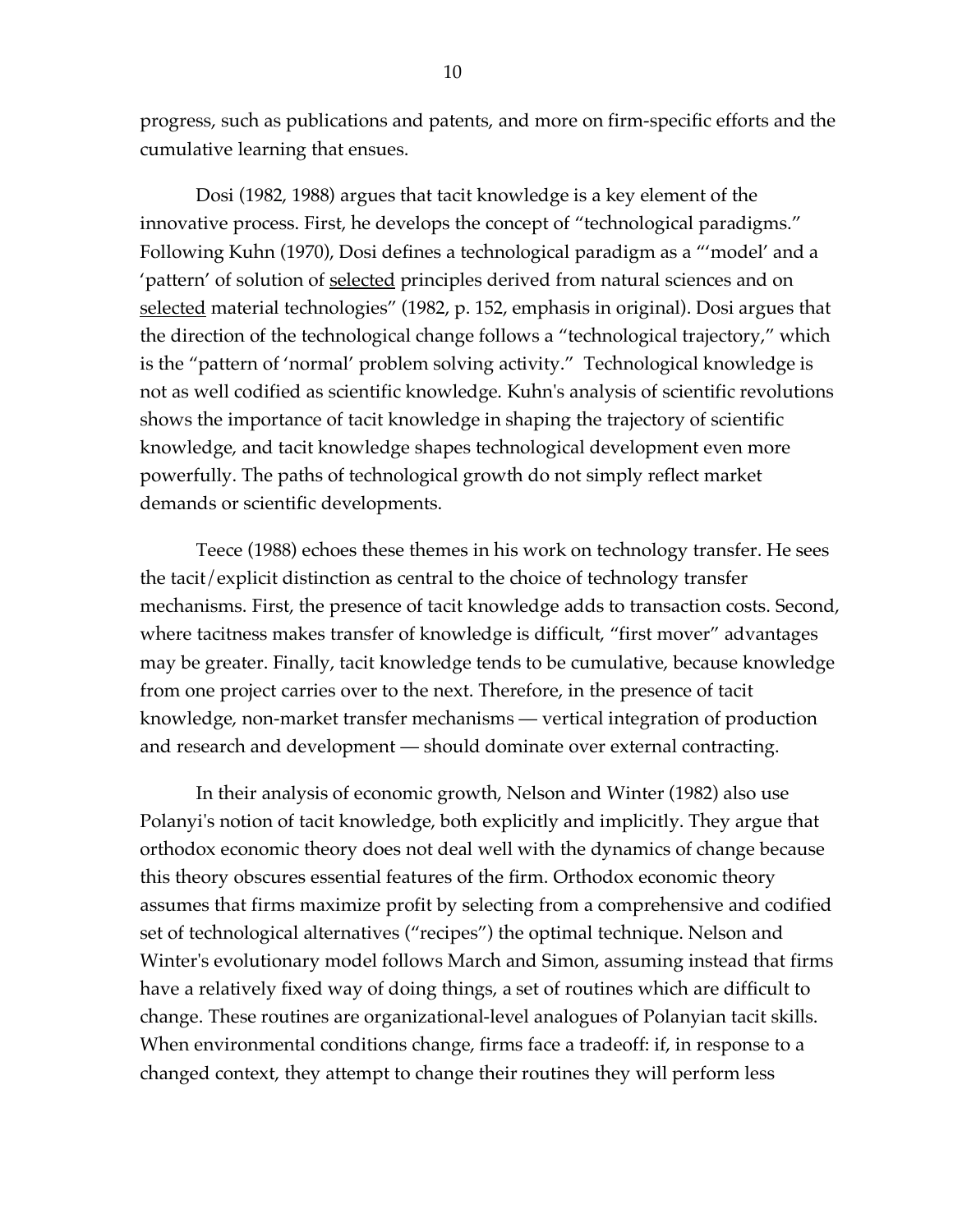progress, such as publications and patents, and more on firm-specific efforts and the cumulative learning that ensues.

Dosi (1982, 1988) argues that tacit knowledge is a key element of the innovative process. First, he develops the concept of "technological paradigms." Following Kuhn (1970), Dosi defines a technological paradigm as a "'model' and a 'pattern' of solution of selected principles derived from natural sciences and on selected material technologies" (1982, p. 152, emphasis in original). Dosi argues that the direction of the technological change follows a "technological trajectory," which is the "pattern of 'normal' problem solving activity." Technological knowledge is not as well codified as scientific knowledge. Kuhn's analysis of scientific revolutions shows the importance of tacit knowledge in shaping the trajectory of scientific knowledge, and tacit knowledge shapes technological development even more powerfully. The paths of technological growth do not simply reflect market demands or scientific developments.

Teece (1988) echoes these themes in his work on technology transfer. He sees the tacit/explicit distinction as central to the choice of technology transfer mechanisms. First, the presence of tacit knowledge adds to transaction costs. Second, where tacitness makes transfer of knowledge is difficult, "first mover" advantages may be greater. Finally, tacit knowledge tends to be cumulative, because knowledge from one project carries over to the next. Therefore, in the presence of tacit knowledge, non-market transfer mechanisms — vertical integration of production and research and development — should dominate over external contracting.

In their analysis of economic growth, Nelson and Winter (1982) also use Polanyi's notion of tacit knowledge, both explicitly and implicitly. They argue that orthodox economic theory does not deal well with the dynamics of change because this theory obscures essential features of the firm. Orthodox economic theory assumes that firms maximize profit by selecting from a comprehensive and codified set of technological alternatives ("recipes") the optimal technique. Nelson and Winter's evolutionary model follows March and Simon, assuming instead that firms have a relatively fixed way of doing things, a set of routines which are difficult to change. These routines are organizational-level analogues of Polanyian tacit skills. When environmental conditions change, firms face a tradeoff: if, in response to a changed context, they attempt to change their routines they will perform less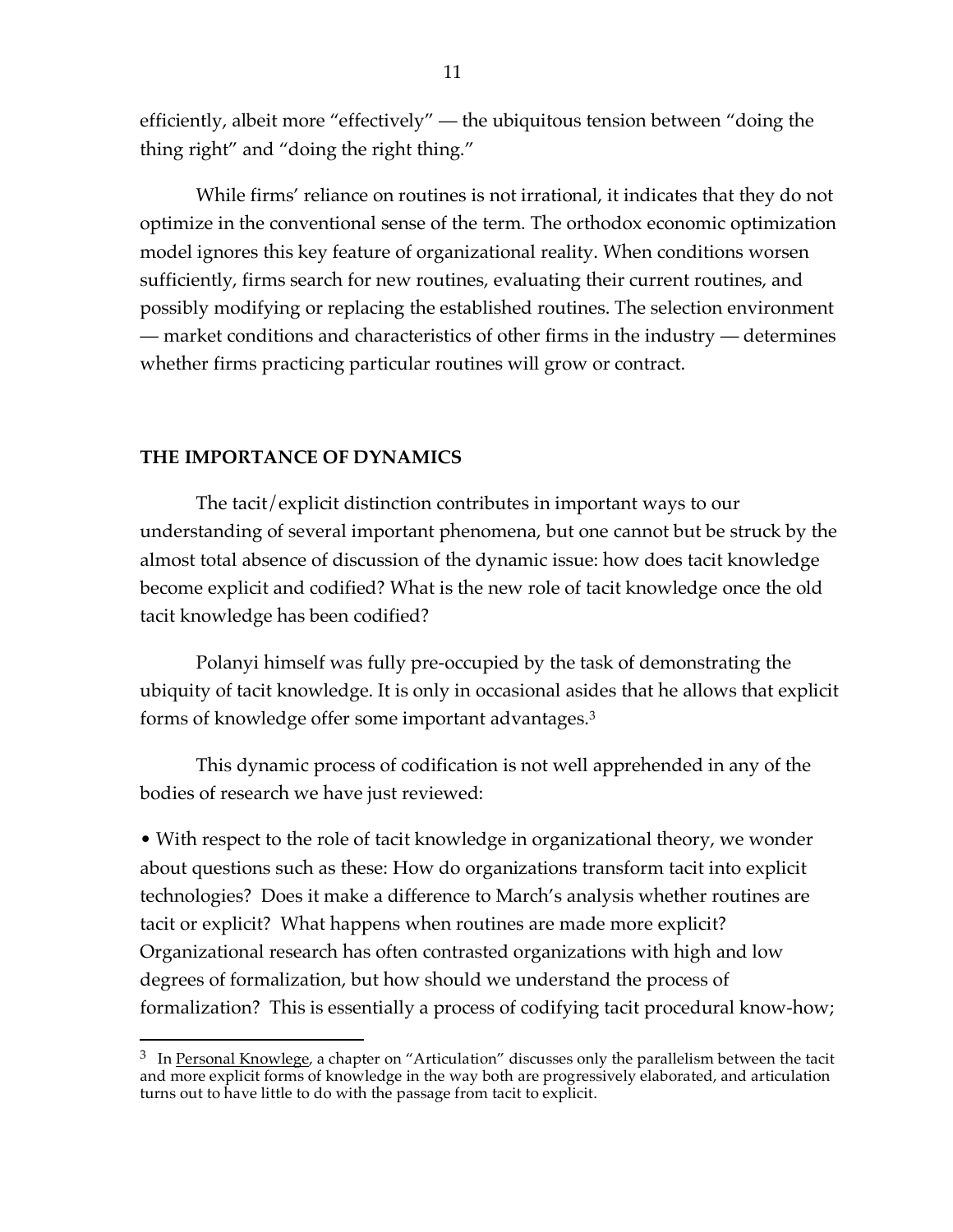efficiently, albeit more "effectively" — the ubiquitous tension between "doing the thing right" and "doing the right thing."

While firms' reliance on routines is not irrational, it indicates that they do not optimize in the conventional sense of the term. The orthodox economic optimization model ignores this key feature of organizational reality. When conditions worsen sufficiently, firms search for new routines, evaluating their current routines, and possibly modifying or replacing the established routines. The selection environment — market conditions and characteristics of other firms in the industry — determines whether firms practicing particular routines will grow or contract.

## THE IMPORTANCE OF DYNAMICS

The tacit/explicit distinction contributes in important ways to our understanding of several important phenomena, but one cannot but be struck by the almost total absence of discussion of the dynamic issue: how does tacit knowledge become explicit and codified? What is the new role of tacit knowledge once the old tacit knowledge has been codified?

Polanyi himself was fully pre-occupied by the task of demonstrating the ubiquity of tacit knowledge. It is only in occasional asides that he allows that explicit forms of knowledge offer some important advantages.[3]

This dynamic process of codification is not well apprehended in any of the bodies of research we have just reviewed:

- With respect to the role of tacit knowledge in organizational theory, we wonder about questions such as these: How do organizations transform tacit into explicit technologies? Does it make a difference to March's analysis whether routines are tacit or explicit? What happens when routines are made more explicit? Organizational research has often contrasted organizations with high and low degrees of formalization, but how should we understand the process of formalization? This is essentially a process of codifying tacit procedural know-how;

[3] In Personal Knowlege, a chapter on "Articulation" discusses only the parallelism between the tacit and more explicit forms of knowledge in the way both are progressively elaborated, and articulation turns out to have little to do with the passage from tacit to explicit.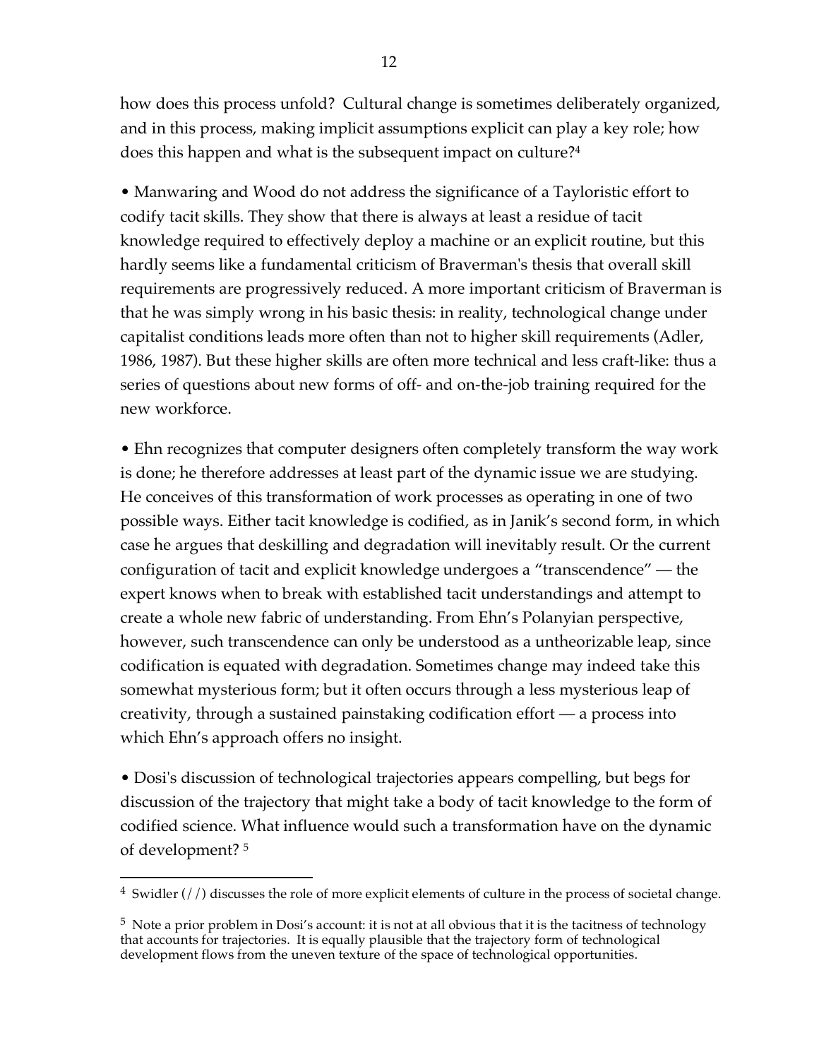how does this process unfold? Cultural change is sometimes deliberately organized, and in this process, making implicit assumptions explicit can play a key role; how does this happen and what is the subsequent impact on culture?[4]

• Manwaring and Wood do not address the significance of a Tayloristic effort to codify tacit skills. They show that there is always at least a residue of tacit knowledge required to effectively deploy a machine or an explicit routine, but this hardly seems like a fundamental criticism of Braverman's thesis that overall skill requirements are progressively reduced. A more important criticism of Braverman is that he was simply wrong in his basic thesis: in reality, technological change under capitalist conditions leads more often than not to higher skill requirements (Adler, 1986, 1987). But these higher skills are often more technical and less craft-like: thus a series of questions about new forms of off- and on-the-job training required for the new workforce.

• Ehn recognizes that computer designers often completely transform the way work is done; he therefore addresses at least part of the dynamic issue we are studying. He conceives of this transformation of work processes as operating in one of two possible ways. Either tacit knowledge is codified, as in Janik's second form, in which case he argues that deskilling and degradation will inevitably result. Or the current configuration of tacit and explicit knowledge undergoes a "transcendence" — the expert knows when to break with established tacit understandings and attempt to create a whole new fabric of understanding. From Ehn's Polanyian perspective, however, such transcendence can only be understood as a untheorizable leap, since codification is equated with degradation. Sometimes change may indeed take this somewhat mysterious form; but it often occurs through a less mysterious leap of creativity, through a sustained painstaking codification effort — a process into which Ehn's approach offers no insight.

• Dosi's discussion of technological trajectories appears compelling, but begs for discussion of the trajectory that might take a body of tacit knowledge to the form of codified science. What influence would such a transformation have on the dynamic of development? [5]

---

[4] Swidler (//) discusses the role of more explicit elements of culture in the process of societal change.

[5] Note a prior problem in Dosi's account: it is not at all obvious that it is the tacitness of technology that accounts for trajectories. It is equally plausible that the trajectory form of technological development flows from the uneven texture of the space of technological opportunities.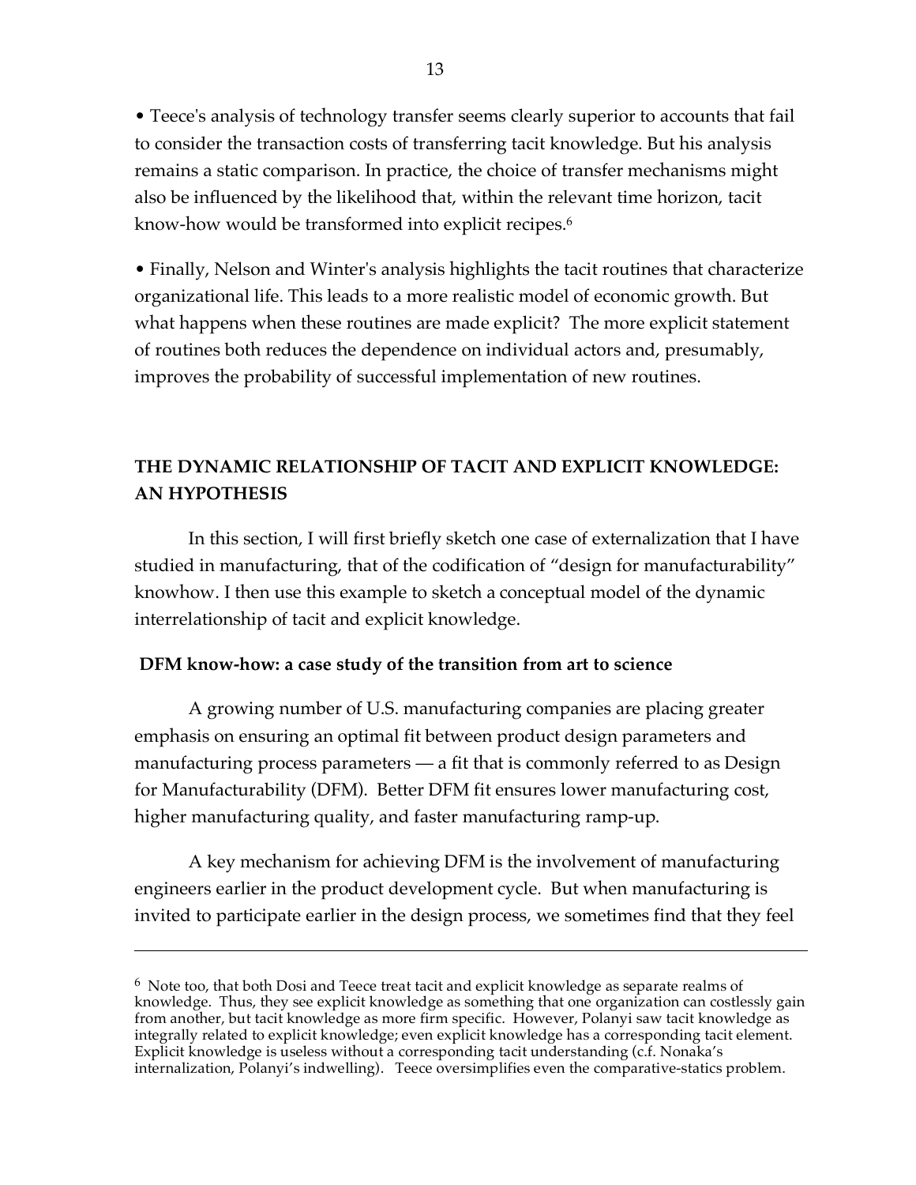• Teece's analysis of technology transfer seems clearly superior to accounts that fail to consider the transaction costs of transferring tacit knowledge. But his analysis remains a static comparison. In practice, the choice of transfer mechanisms might also be influenced by the likelihood that, within the relevant time horizon, tacit know-how would be transformed into explicit recipes.[6]

• Finally, Nelson and Winter's analysis highlights the tacit routines that characterize organizational life. This leads to a more realistic model of economic growth. But what happens when these routines are made explicit? The more explicit statement of routines both reduces the dependence on individual actors and, presumably, improves the probability of successful implementation of new routines.

## THE DYNAMIC RELATIONSHIP OF TACIT AND EXPLICIT KNOWLEDGE: AN HYPOTHESIS

In this section, I will first briefly sketch one case of externalization that I have studied in manufacturing, that of the codification of "design for manufacturability" knowhow. I then use this example to sketch a conceptual model of the dynamic interrelationship of tacit and explicit knowledge.

### DFM know-how: a case study of the transition from art to science

A growing number of U.S. manufacturing companies are placing greater emphasis on ensuring an optimal fit between product design parameters and manufacturing process parameters — a fit that is commonly referred to as Design for Manufacturability (DFM). Better DFM fit ensures lower manufacturing cost, higher manufacturing quality, and faster manufacturing ramp-up.

A key mechanism for achieving DFM is the involvement of manufacturing engineers earlier in the product development cycle. But when manufacturing is invited to participate earlier in the design process, we sometimes find that they feel

---

[6] Note too, that both Dosi and Teece treat tacit and explicit knowledge as separate realms of knowledge. Thus, they see explicit knowledge as something that one organization can costlessly gain from another, but tacit knowledge as more firm specific. However, Polanyi saw tacit knowledge as integrally related to explicit knowledge; even explicit knowledge has a corresponding tacit element. Explicit knowledge is useless without a corresponding tacit understanding (c.f. Nonaka's internalization, Polanyi's indwelling). Teece oversimplifies even the comparative-statics problem.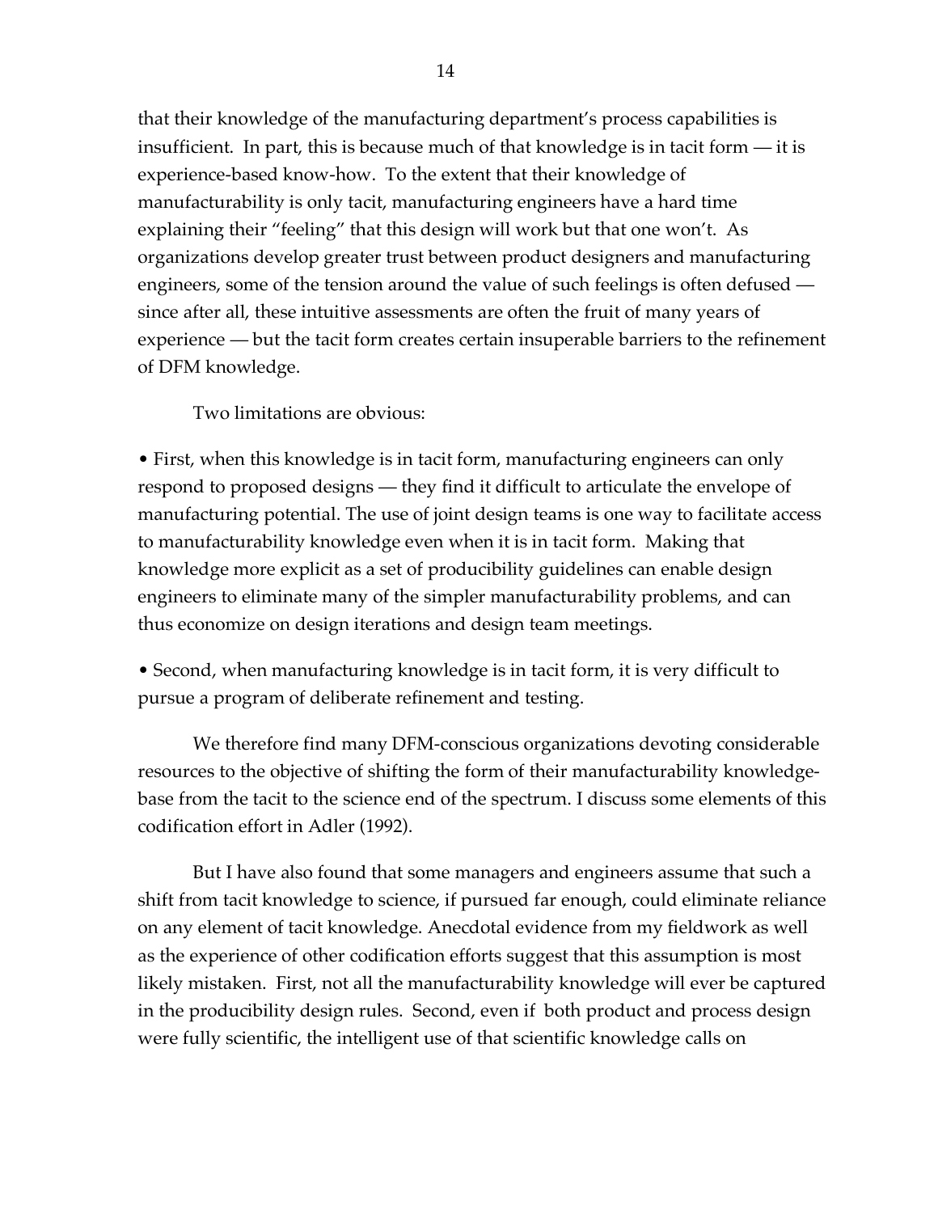that their knowledge of the manufacturing department's process capabilities is insufficient. In part, this is because much of that knowledge is in tacit form — it is experience-based know-how. To the extent that their knowledge of manufacturability is only tacit, manufacturing engineers have a hard time explaining their "feeling" that this design will work but that one won't. As organizations develop greater trust between product designers and manufacturing engineers, some of the tension around the value of such feelings is often defused — since after all, these intuitive assessments are often the fruit of many years of experience — but the tacit form creates certain insuperable barriers to the refinement of DFM knowledge.

Two limitations are obvious:

• First, when this knowledge is in tacit form, manufacturing engineers can only respond to proposed designs — they find it difficult to articulate the envelope of manufacturing potential. The use of joint design teams is one way to facilitate access to manufacturability knowledge even when it is in tacit form. Making that knowledge more explicit as a set of producibility guidelines can enable design engineers to eliminate many of the simpler manufacturability problems, and can thus economize on design iterations and design team meetings.

• Second, when manufacturing knowledge is in tacit form, it is very difficult to pursue a program of deliberate refinement and testing.

We therefore find many DFM-conscious organizations devoting considerable resources to the objective of shifting the form of their manufacturability knowledge-base from the tacit to the science end of the spectrum. I discuss some elements of this codification effort in Adler (1992).

But I have also found that some managers and engineers assume that such a shift from tacit knowledge to science, if pursued far enough, could eliminate reliance on any element of tacit knowledge. Anecdotal evidence from my fieldwork as well as the experience of other codification efforts suggest that this assumption is most likely mistaken. First, not all the manufacturability knowledge will ever be captured in the producibility design rules. Second, even if both product and process design were fully scientific, the intelligent use of that scientific knowledge calls on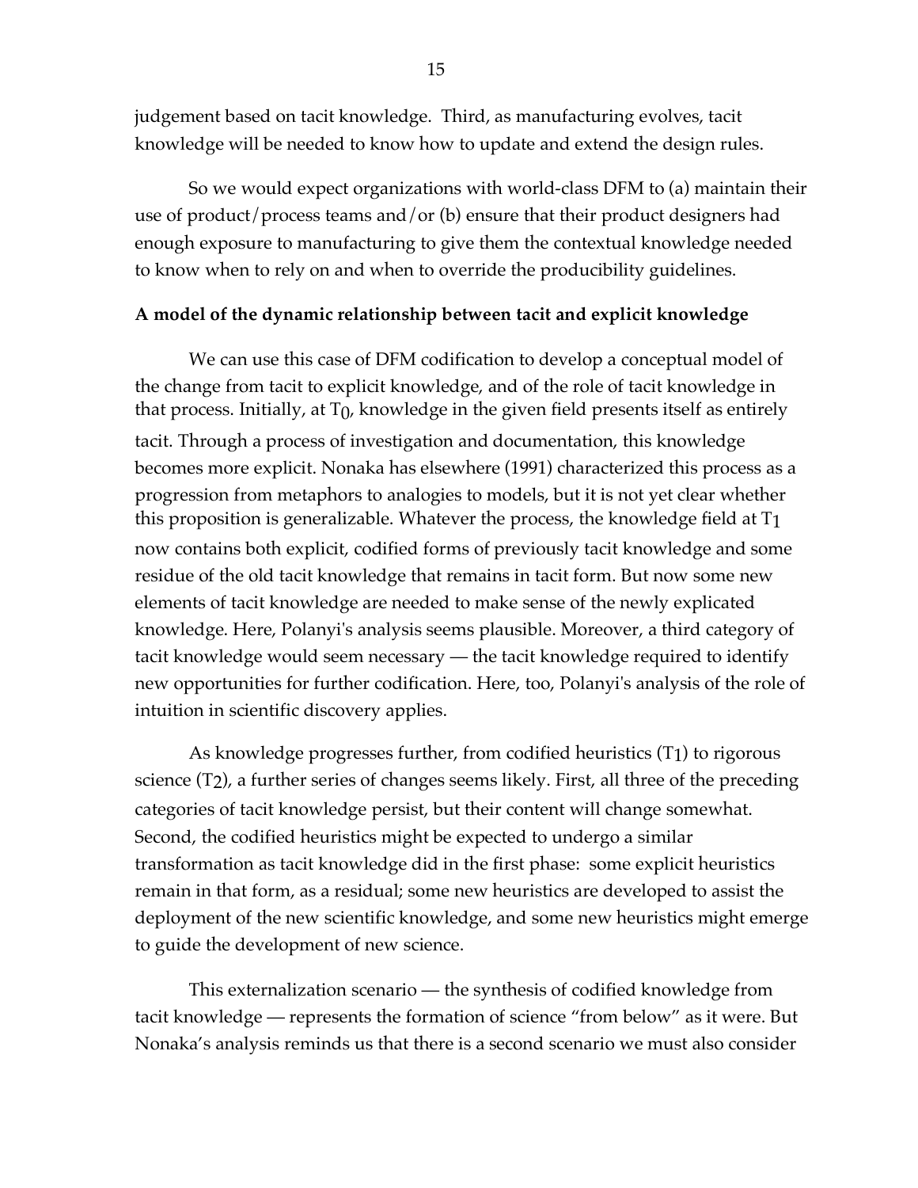judgement based on tacit knowledge. Third, as manufacturing evolves, tacit knowledge will be needed to know how to update and extend the design rules.

So we would expect organizations with world-class DFM to (a) maintain their use of product/process teams and/or (b) ensure that their product designers had enough exposure to manufacturing to give them the contextual knowledge needed to know when to rely on and when to override the producibility guidelines.

**A model of the dynamic relationship between tacit and explicit knowledge**

We can use this case of DFM codification to develop a conceptual model of the change from tacit to explicit knowledge, and of the role of tacit knowledge in that process. Initially, at $T_0$, knowledge in the given field presents itself as entirely tacit. Through a process of investigation and documentation, this knowledge becomes more explicit. Nonaka has elsewhere (1991) characterized this process as a progression from metaphors to analogies to models, but it is not yet clear whether this proposition is generalizable. Whatever the process, the knowledge field at $T_1$ now contains both explicit, codified forms of previously tacit knowledge and some residue of the old tacit knowledge that remains in tacit form. But now some new elements of tacit knowledge are needed to make sense of the newly explicated knowledge. Here, Polanyi's analysis seems plausible. Moreover, a third category of tacit knowledge would seem necessary — the tacit knowledge required to identify new opportunities for further codification. Here, too, Polanyi's analysis of the role of intuition in scientific discovery applies.

As knowledge progresses further, from codified heuristics ($T_1$) to rigorous science ($T_2$), a further series of changes seems likely. First, all three of the preceding categories of tacit knowledge persist, but their content will change somewhat. Second, the codified heuristics might be expected to undergo a similar transformation as tacit knowledge did in the first phase: some explicit heuristics remain in that form, as a residual; some new heuristics are developed to assist the deployment of the new scientific knowledge, and some new heuristics might emerge to guide the development of new science.

This externalization scenario — the synthesis of codified knowledge from tacit knowledge — represents the formation of science "from below" as it were. But Nonaka's analysis reminds us that there is a second scenario we must also consider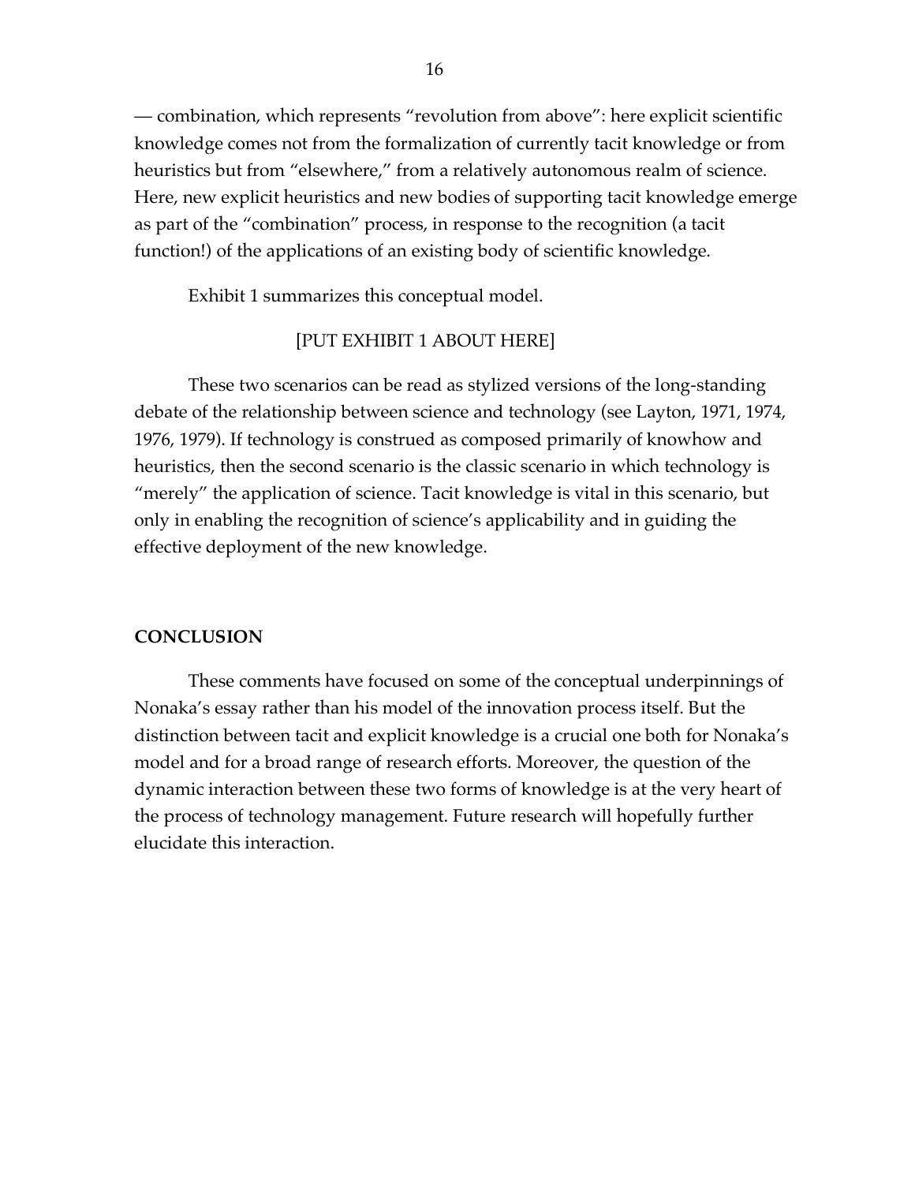— combination, which represents "revolution from above": here explicit scientific knowledge comes not from the formalization of currently tacit knowledge or from heuristics but from "elsewhere," from a relatively autonomous realm of science. Here, new explicit heuristics and new bodies of supporting tacit knowledge emerge as part of the "combination" process, in response to the recognition (a tacit function!) of the applications of an existing body of scientific knowledge.

Exhibit 1 summarizes this conceptual model.

[PUT EXHIBIT 1 ABOUT HERE]

These two scenarios can be read as stylized versions of the long-standing debate of the relationship between science and technology (see Layton, 1971, 1974, 1976, 1979). If technology is construed as composed primarily of knowhow and heuristics, then the second scenario is the classic scenario in which technology is "merely" the application of science. Tacit knowledge is vital in this scenario, but only in enabling the recognition of science's applicability and in guiding the effective deployment of the new knowledge.

## CONCLUSION

These comments have focused on some of the conceptual underpinnings of Nonaka's essay rather than his model of the innovation process itself. But the distinction between tacit and explicit knowledge is a crucial one both for Nonaka's model and for a broad range of research efforts. Moreover, the question of the dynamic interaction between these two forms of knowledge is at the very heart of the process of technology management. Future research will hopefully further elucidate this interaction.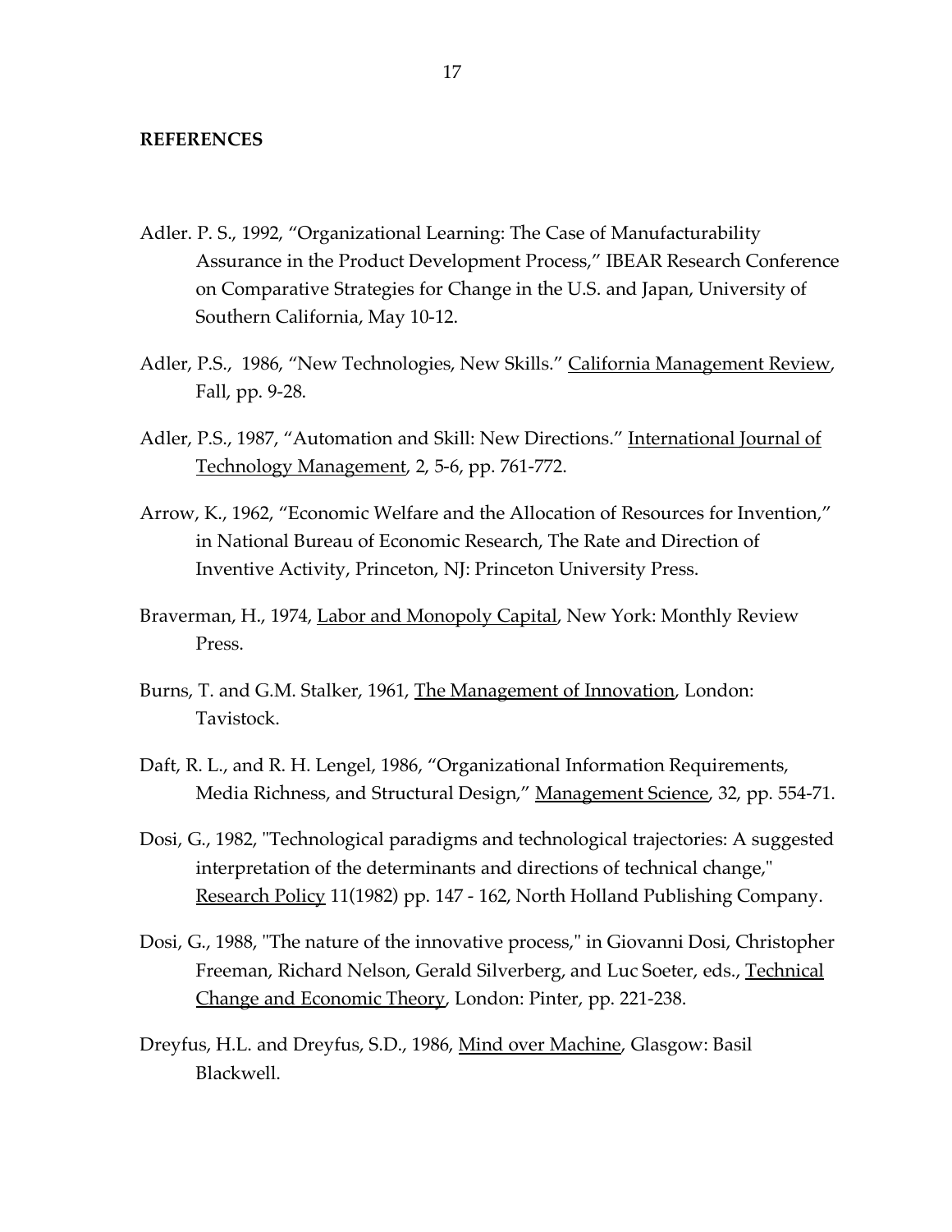## REFERENCES

Adler. P. S., 1992, “Organizational Learning: The Case of Manufacturability Assurance in the Product Development Process,” IBEAR Research Conference on Comparative Strategies for Change in the U.S. and Japan, University of Southern California, May 10-12.

Adler, P.S., 1986, “New Technologies, New Skills.” California Management Review, Fall, pp. 9-28.

Adler, P.S., 1987, “Automation and Skill: New Directions.” International Journal of Technology Management, 2, 5-6, pp. 761-772.

Arrow, K., 1962, “Economic Welfare and the Allocation of Resources for Invention,” in National Bureau of Economic Research, The Rate and Direction of Inventive Activity, Princeton, NJ: Princeton University Press.

Braverman, H., 1974, Labor and Monopoly Capital, New York: Monthly Review Press.

Burns, T. and G.M. Stalker, 1961, The Management of Innovation, London: Tavistock.

Daft, R. L., and R. H. Lengel, 1986, “Organizational Information Requirements, Media Richness, and Structural Design,” Management Science, 32, pp. 554-71.

Dosi, G., 1982, "Technological paradigms and technological trajectories: A suggested interpretation of the determinants and directions of technical change," Research Policy 11(1982) pp. 147 - 162, North Holland Publishing Company.

Dosi, G., 1988, "The nature of the innovative process," in Giovanni Dosi, Christopher Freeman, Richard Nelson, Gerald Silverberg, and Luc Soeter, eds., Technical Change and Economic Theory, London: Pinter, pp. 221-238.

Dreyfus, H.L. and Dreyfus, S.D., 1986, Mind over Machine, Glasgow: Basil Blackwell.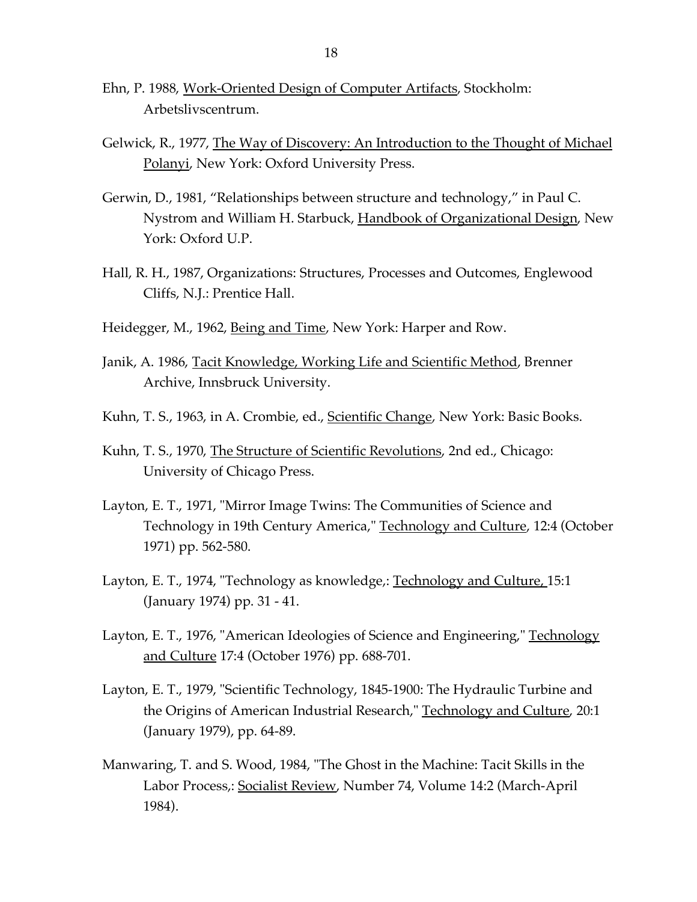Ehn, P. 1988, Work-Oriented Design of Computer Artifacts, Stockholm: Arbetslivscentrum.

Gelwick, R., 1977, The Way of Discovery: An Introduction to the Thought of Michael Polanyi, New York: Oxford University Press.

Gerwin, D., 1981, "Relationships between structure and technology," in Paul C. Nystrom and William H. Starbuck, Handbook of Organizational Design, New York: Oxford U.P.

Hall, R. H., 1987, Organizations: Structures, Processes and Outcomes, Englewood Cliffs, N.J.: Prentice Hall.

Heidegger, M., 1962, Being and Time, New York: Harper and Row.

Janik, A. 1986, Tacit Knowledge, Working Life and Scientific Method, Brenner Archive, Innsbruck University.

Kuhn, T. S., 1963, in A. Crombie, ed., Scientific Change, New York: Basic Books.

Kuhn, T. S., 1970, The Structure of Scientific Revolutions, 2nd ed., Chicago: University of Chicago Press.

Layton, E. T., 1971, "Mirror Image Twins: The Communities of Science and Technology in 19th Century America," Technology and Culture, 12:4 (October 1971) pp. 562-580.

Layton, E. T., 1974, "Technology as knowledge,: Technology and Culture, 15:1 (January 1974) pp. 31 - 41.

Layton, E. T., 1976, "American Ideologies of Science and Engineering," Technology and Culture 17:4 (October 1976) pp. 688-701.

Layton, E. T., 1979, "Scientific Technology, 1845-1900: The Hydraulic Turbine and the Origins of American Industrial Research," Technology and Culture, 20:1 (January 1979), pp. 64-89.

Manwaring, T. and S. Wood, 1984, "The Ghost in the Machine: Tacit Skills in the Labor Process,: Socialist Review, Number 74, Volume 14:2 (March-April 1984).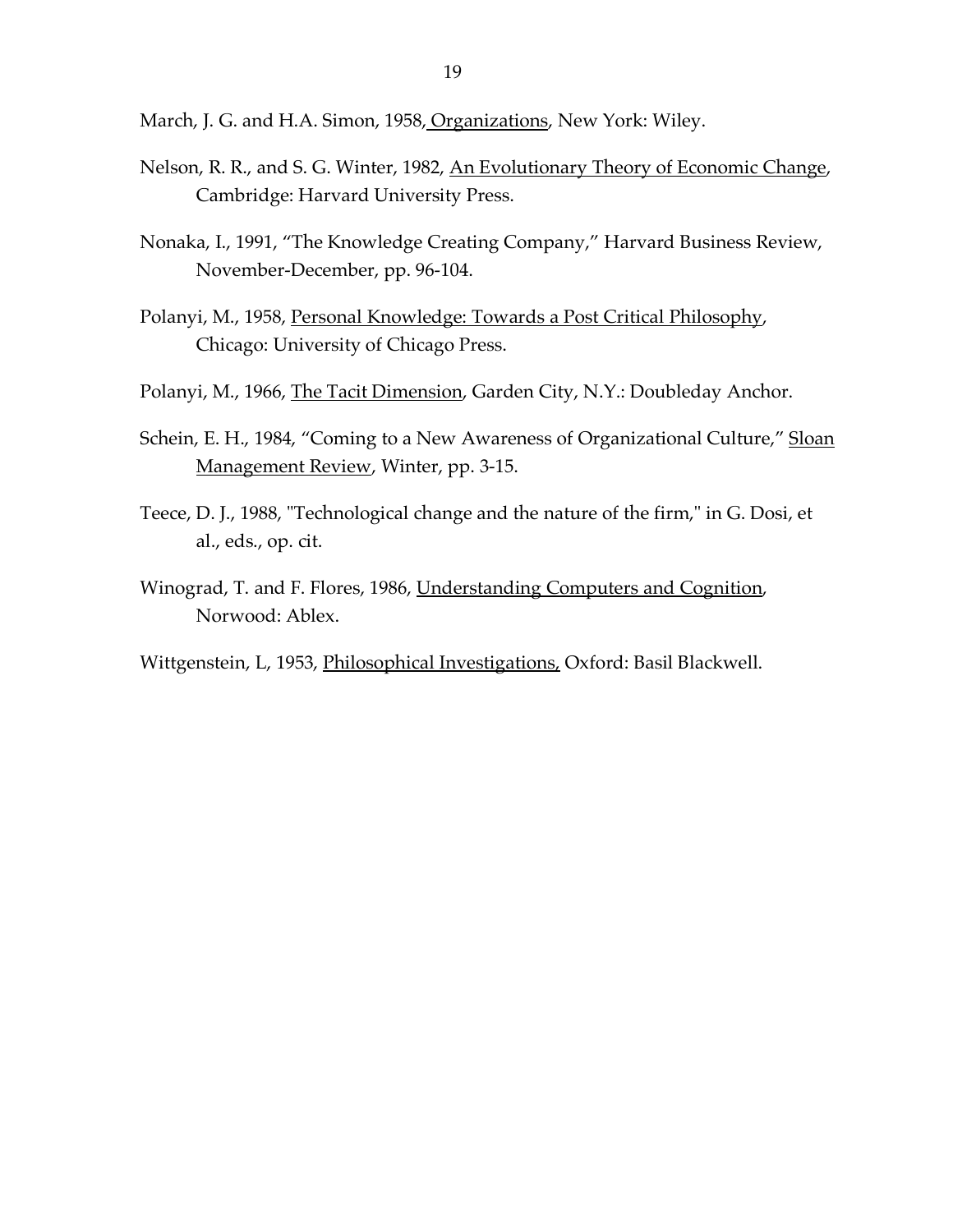March, J. G. and H.A. Simon, 1958, Organizations, New York: Wiley.

Nelson, R. R., and S. G. Winter, 1982, An Evolutionary Theory of Economic Change, Cambridge: Harvard University Press.

Nonaka, I., 1991, "The Knowledge Creating Company," Harvard Business Review, November-December, pp. 96-104.

Polanyi, M., 1958, Personal Knowledge: Towards a Post Critical Philosophy, Chicago: University of Chicago Press.

Polanyi, M., 1966, The Tacit Dimension, Garden City, N.Y.: Doubleday Anchor.

Schein, E. H., 1984, "Coming to a New Awareness of Organizational Culture," Sloan Management Review, Winter, pp. 3-15.

Teece, D. J., 1988, "Technological change and the nature of the firm," in G. Dosi, et al., eds., op. cit.

Winograd, T. and F. Flores, 1986, Understanding Computers and Cognition, Norwood: Ablex.

Wittgenstein, L, 1953, Philosophical Investigations, Oxford: Basil Blackwell.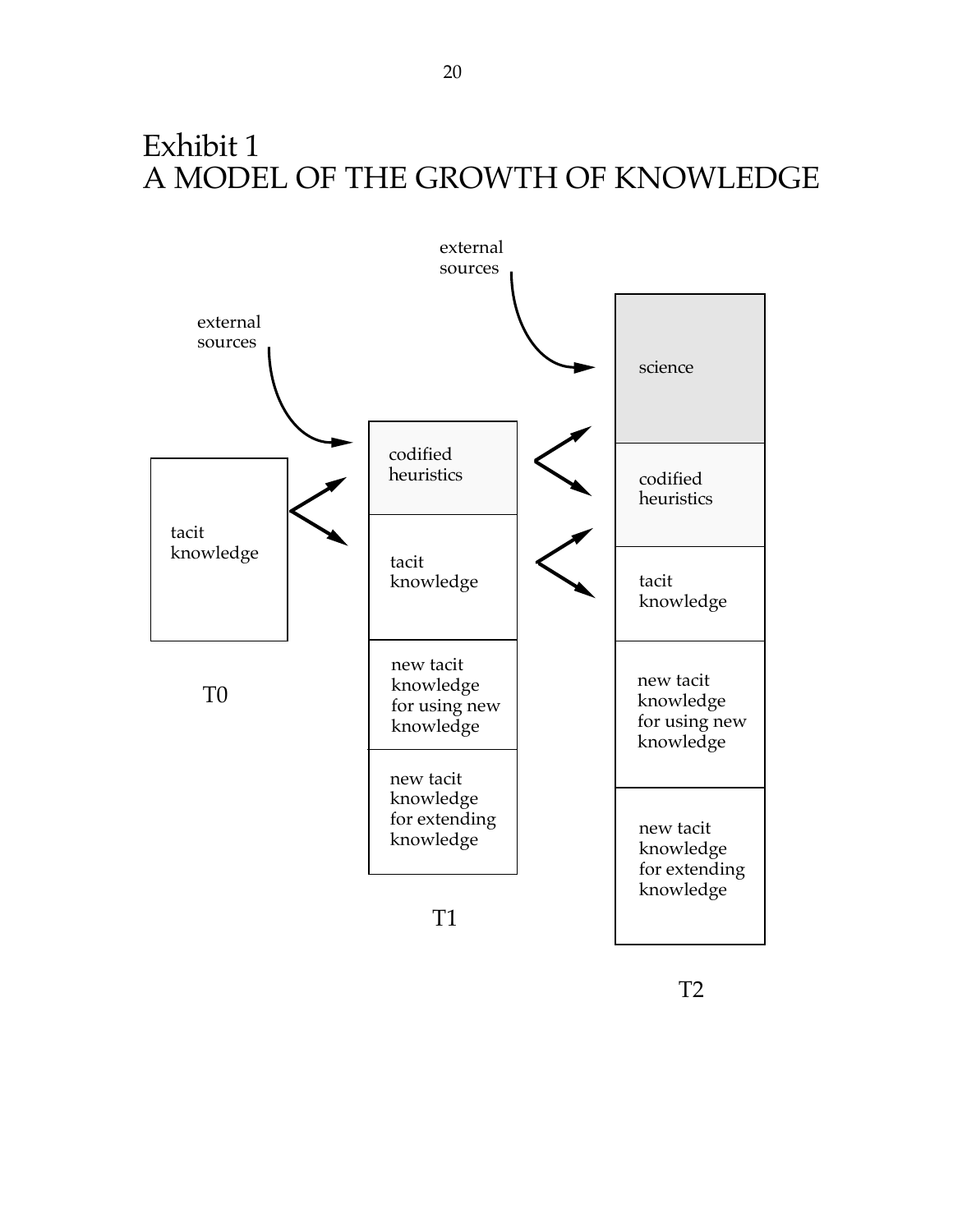# Exhibit 1
# A MODEL OF THE GROWTH OF KNOWLEDGE

external sources

external sources

science

codified heuristics

codified heuristics

tacit knowledge

tacit knowledge

tacit knowledge

new tacit knowledge for using new knowledge

new tacit knowledge for using new knowledge

new tacit knowledge for extending knowledge

new tacit knowledge for extending knowledge

T0

T1

T2